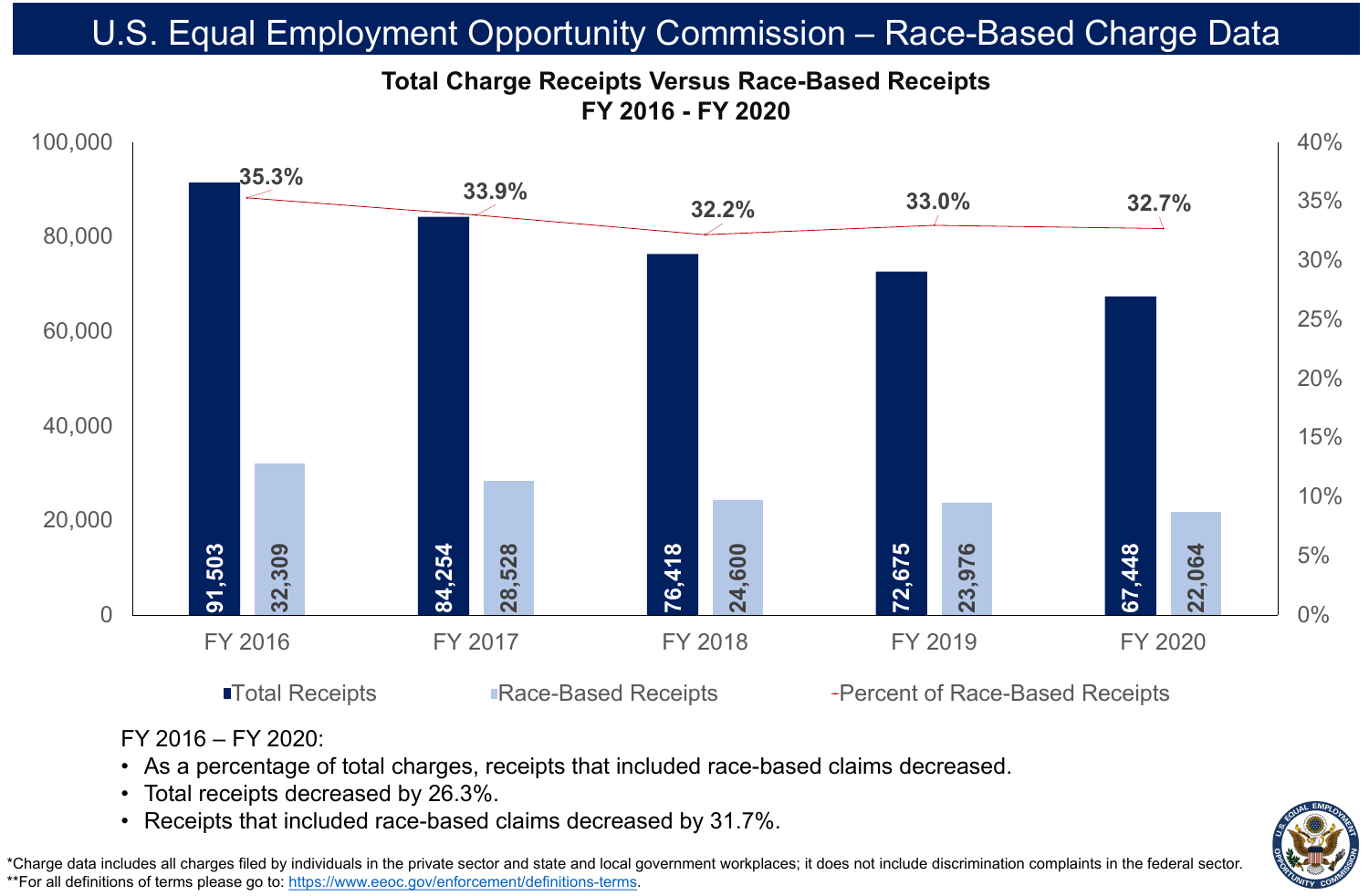# U.S. Equal Employment Opportunity Commission – Race-Based Charge Data

## Total Charge Receipts Versus Race-Based Receipts
## FY 2016 - FY 2020

| | FY 2016 | FY 2017 | FY 2018 | FY 2019 | FY 2020 |
|---|---|---|---|---|---|
| Total Receipts | 91,503 | 84,254 | 76,418 | 72,675 | 67,448 |
| Race-Based Receipts | 32,309 | 28,528 | 24,600 | 23,976 | 22,064 |
| Percent of Race-Based Receipts | 35.3% | 33.9% | 32.2% | 33.0% | 32.7% |

FY 2016 – FY 2020:

- As a percentage of total charges, receipts that included race-based claims decreased.
- Total receipts decreased by 26.3%.
- Receipts that included race-based claims decreased by 31.7%.

*Charge data includes all charges filed by individuals in the private sector and state and local government workplaces; it does not include discrimination complaints in the federal sector.
**For all definitions of terms please go to: https://www.eeoc.gov/enforcement/definitions-terms.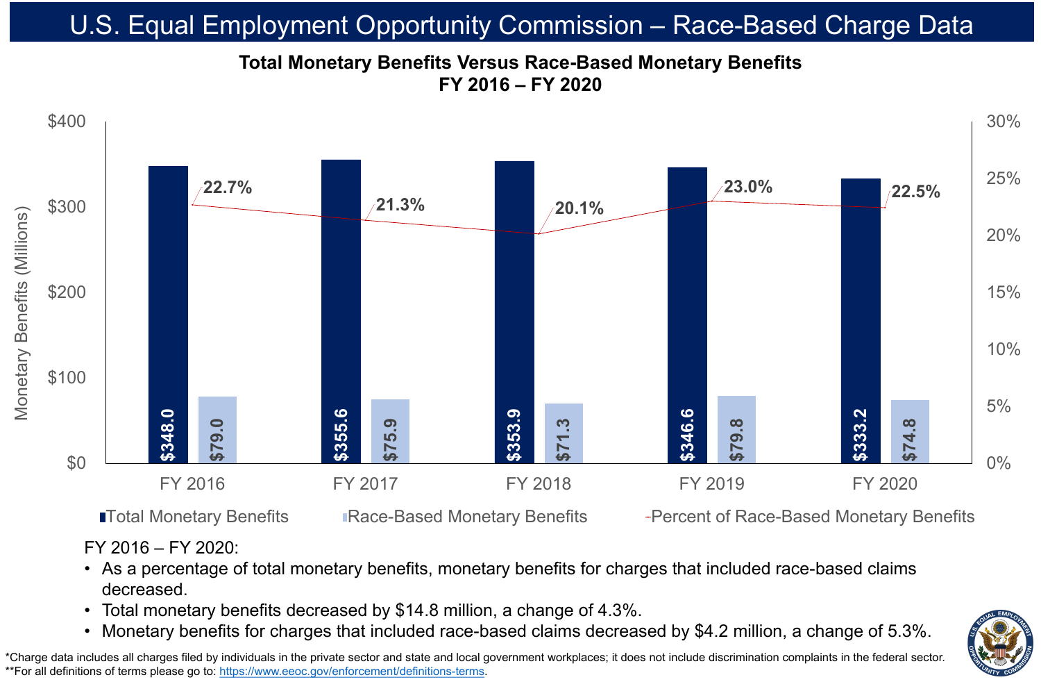# U.S. Equal Employment Opportunity Commission – Race-Based Charge Data

## Total Monetary Benefits Versus Race-Based Monetary Benefits FY 2016 – FY 2020

| | FY 2016 | FY 2017 | FY 2018 | FY 2019 | FY 2020 |
|---|---|---|---|---|---|
| Total Monetary Benefits (Millions) | $348.0 | $355.6 | $353.9 | $346.6 | $333.2 |
| Race-Based Monetary Benefits (Millions) | $79.0 | $75.9 | $71.3 | $79.8 | $74.8 |
| Percent of Race-Based Monetary Benefits | 22.7% | 21.3% | 20.1% | 23.0% | 22.5% |

FY 2016 – FY 2020:

- As a percentage of total monetary benefits, monetary benefits for charges that included race-based claims decreased.
- Total monetary benefits decreased by $14.8 million, a change of 4.3%.
- Monetary benefits for charges that included race-based claims decreased by $4.2 million, a change of 5.3%.

*Charge data includes all charges filed by individuals in the private sector and state and local government workplaces; it does not include discrimination complaints in the federal sector.
**For all definitions of terms please go to: https://www.eeoc.gov/enforcement/definitions-terms.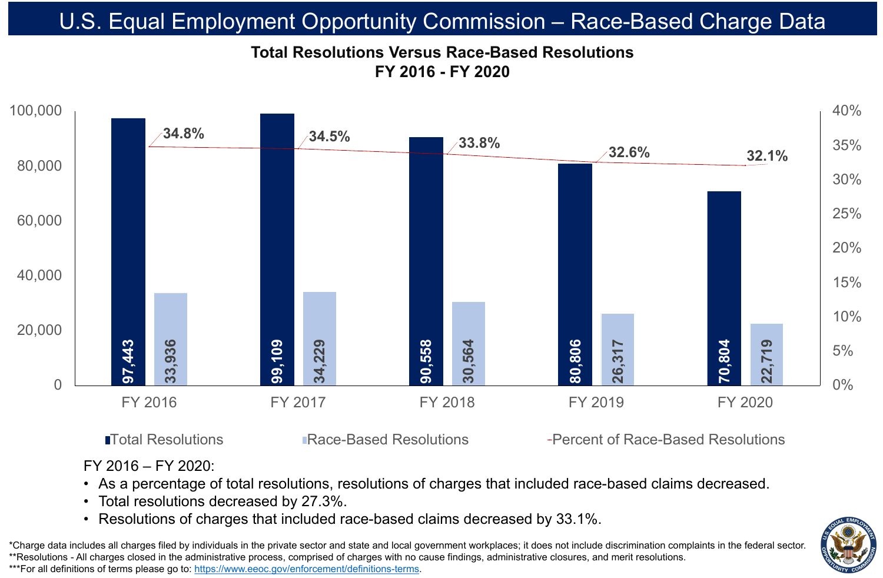# U.S. Equal Employment Opportunity Commission – Race-Based Charge Data

## Total Resolutions Versus Race-Based Resolutions FY 2016 - FY 2020

| | FY 2016 | FY 2017 | FY 2018 | FY 2019 | FY 2020 |
|---|---|---|---|---|---|
| Total Resolutions | 97,443 | 99,109 | 90,558 | 80,806 | 70,804 |
| Race-Based Resolutions | 33,936 | 34,229 | 30,564 | 26,317 | 22,719 |
| Percent of Race-Based Resolutions | 34.8% | 34.5% | 33.8% | 32.6% | 32.1% |

FY 2016 – FY 2020:

- As a percentage of total resolutions, resolutions of charges that included race-based claims decreased.
- Total resolutions decreased by 27.3%.
- Resolutions of charges that included race-based claims decreased by 33.1%.

*Charge data includes all charges filed by individuals in the private sector and state and local government workplaces; it does not include discrimination complaints in the federal sector.
**Resolutions - All charges closed in the administrative process, comprised of charges with no cause findings, administrative closures, and merit resolutions.
***For all definitions of terms please go to: https://www.eeoc.gov/enforcement/definitions-terms.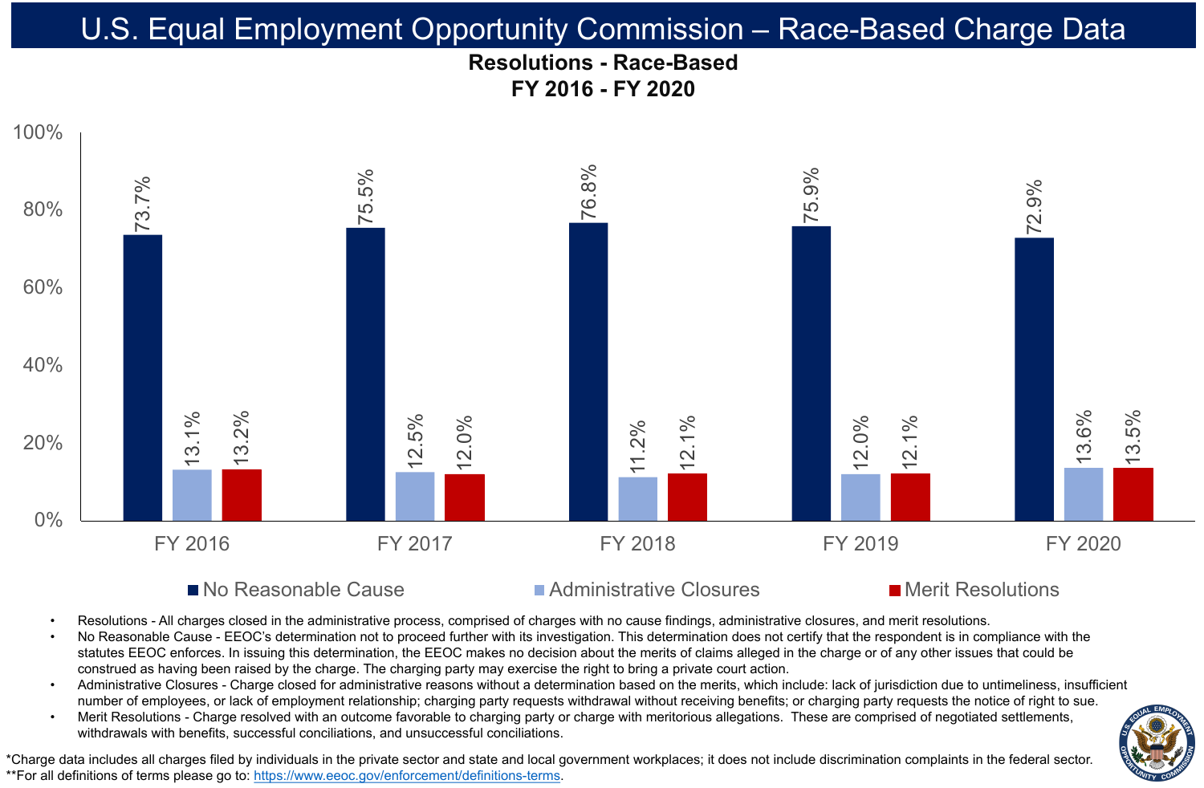# U.S. Equal Employment Opportunity Commission – Race-Based Charge Data

## Resolutions - Race-Based
## FY 2016 - FY 2020

| | FY 2016 | FY 2017 | FY 2018 | FY 2019 | FY 2020 |
|---|---|---|---|---|---|
| No Reasonable Cause | 73.7% | 75.5% | 76.8% | 75.9% | 72.9% |
| Administrative Closures | 13.1% | 12.5% | 11.2% | 12.0% | 13.6% |
| Merit Resolutions | 13.2% | 12.0% | 12.1% | 12.1% | 13.5% |

- Resolutions - All charges closed in the administrative process, comprised of charges with no cause findings, administrative closures, and merit resolutions.
- No Reasonable Cause - EEOC's determination not to proceed further with its investigation. This determination does not certify that the respondent is in compliance with the statutes EEOC enforces. In issuing this determination, the EEOC makes no decision about the merits of claims alleged in the charge or of any other issues that could be construed as having been raised by the charge. The charging party may exercise the right to bring a private court action.
- Administrative Closures - Charge closed for administrative reasons without a determination based on the merits, which include: lack of jurisdiction due to untimeliness, insufficient number of employees, or lack of employment relationship; charging party requests withdrawal without receiving benefits; or charging party requests the notice of right to sue.
- Merit Resolutions - Charge resolved with an outcome favorable to charging party or charge with meritorious allegations. These are comprised of negotiated settlements, withdrawals with benefits, successful conciliations, and unsuccessful conciliations.

*Charge data includes all charges filed by individuals in the private sector and state and local government workplaces; it does not include discrimination complaints in the federal sector.
**For all definitions of terms please go to: https://www.eeoc.gov/enforcement/definitions-terms.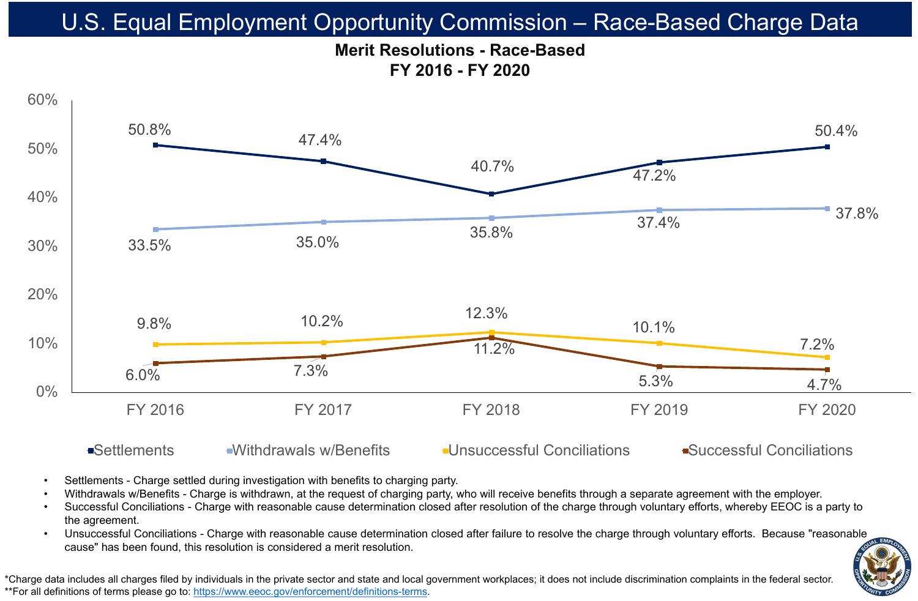# U.S. Equal Employment Opportunity Commission – Race-Based Charge Data

## Merit Resolutions - Race-Based
## FY 2016 - FY 2020

60%
50%
40%
30%
20%
10%
0%

FY 2016
FY 2017
FY 2018
FY 2019
FY 2020

Settlements: 50.8%, 47.4%, 40.7%, 47.2%, 50.4%
Withdrawals w/Benefits: 33.5%, 35.0%, 35.8%, 37.4%, 37.8%
Unsuccessful Conciliations: 9.8%, 10.2%, 12.3%, 10.1%, 7.2%
Successful Conciliations: 6.0%, 7.3%, 11.2%, 5.3%, 4.7%

Settlements | Withdrawals w/Benefits | Unsuccessful Conciliations | Successful Conciliations

- Settlements - Charge settled during investigation with benefits to charging party.
- Withdrawals w/Benefits - Charge is withdrawn, at the request of charging party, who will receive benefits through a separate agreement with the employer.
- Successful Conciliations - Charge with reasonable cause determination closed after resolution of the charge through voluntary efforts, whereby EEOC is a party to the agreement.
- Unsuccessful Conciliations - Charge with reasonable cause determination closed after failure to resolve the charge through voluntary efforts. Because "reasonable cause" has been found, this resolution is considered a merit resolution.

*Charge data includes all charges filed by individuals in the private sector and state and local government workplaces; it does not include discrimination complaints in the federal sector.
**For all definitions of terms please go to: https://www.eeoc.gov/enforcement/definitions-terms.